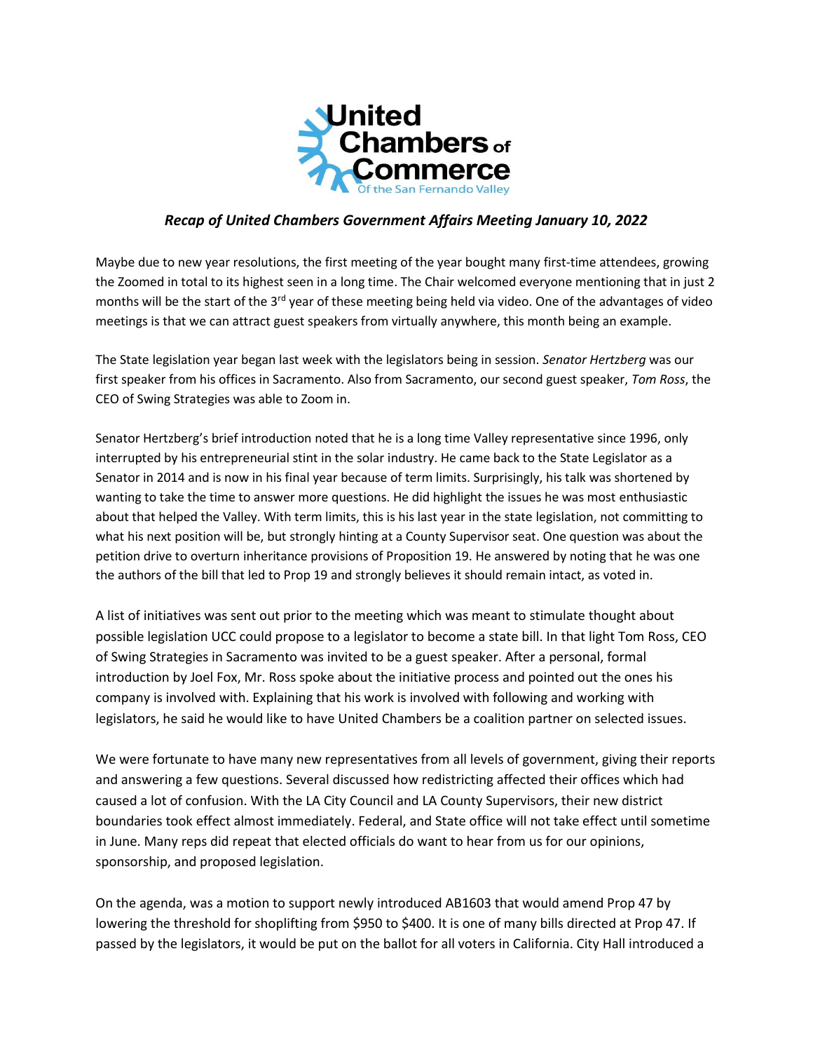# United Chambers of Commerce

Of the San Fernando Valley

***Recap of United Chambers Government Affairs Meeting January 10, 2022***

Maybe due to new year resolutions, the first meeting of the year bought many first-time attendees, growing the Zoomed in total to its highest seen in a long time. The Chair welcomed everyone mentioning that in just 2 months will be the start of the 3rd year of these meeting being held via video. One of the advantages of video meetings is that we can attract guest speakers from virtually anywhere, this month being an example.

The State legislation year began last week with the legislators being in session. *Senator Hertzberg* was our first speaker from his offices in Sacramento. Also from Sacramento, our second guest speaker, *Tom Ross*, the CEO of Swing Strategies was able to Zoom in.

Senator Hertzberg's brief introduction noted that he is a long time Valley representative since 1996, only interrupted by his entrepreneurial stint in the solar industry. He came back to the State Legislator as a Senator in 2014 and is now in his final year because of term limits. Surprisingly, his talk was shortened by wanting to take the time to answer more questions. He did highlight the issues he was most enthusiastic about that helped the Valley. With term limits, this is his last year in the state legislation, not committing to what his next position will be, but strongly hinting at a County Supervisor seat. One question was about the petition drive to overturn inheritance provisions of Proposition 19. He answered by noting that he was one the authors of the bill that led to Prop 19 and strongly believes it should remain intact, as voted in.

A list of initiatives was sent out prior to the meeting which was meant to stimulate thought about possible legislation UCC could propose to a legislator to become a state bill. In that light Tom Ross, CEO of Swing Strategies in Sacramento was invited to be a guest speaker. After a personal, formal introduction by Joel Fox, Mr. Ross spoke about the initiative process and pointed out the ones his company is involved with. Explaining that his work is involved with following and working with legislators, he said he would like to have United Chambers be a coalition partner on selected issues.

We were fortunate to have many new representatives from all levels of government, giving their reports and answering a few questions. Several discussed how redistricting affected their offices which had caused a lot of confusion. With the LA City Council and LA County Supervisors, their new district boundaries took effect almost immediately. Federal, and State office will not take effect until sometime in June. Many reps did repeat that elected officials do want to hear from us for our opinions, sponsorship, and proposed legislation.

On the agenda, was a motion to support newly introduced AB1603 that would amend Prop 47 by lowering the threshold for shoplifting from $950 to $400. It is one of many bills directed at Prop 47. If passed by the legislators, it would be put on the ballot for all voters in California. City Hall introduced a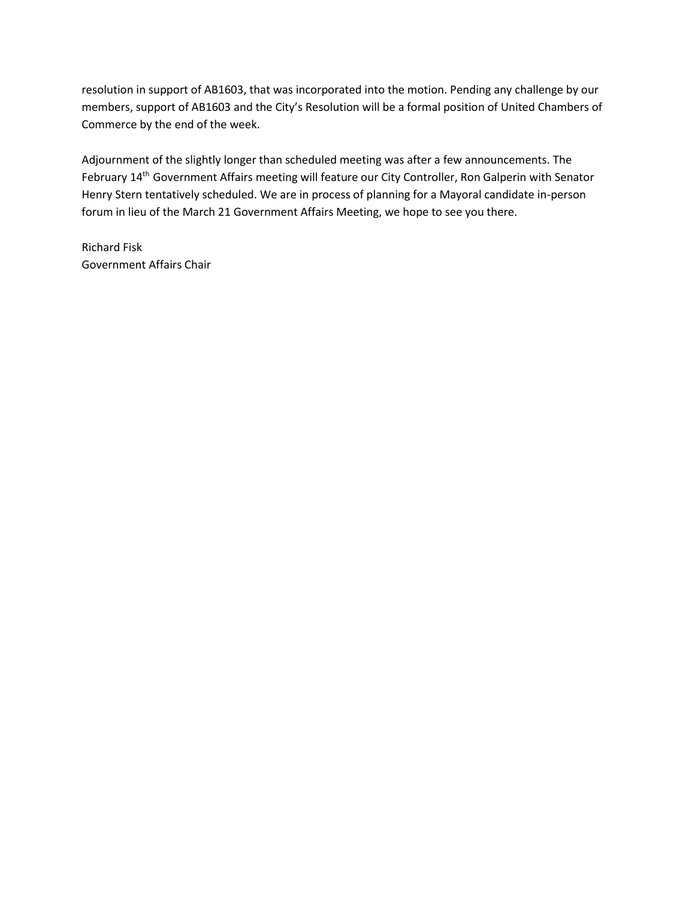resolution in support of AB1603, that was incorporated into the motion. Pending any challenge by our members, support of AB1603 and the City's Resolution will be a formal position of United Chambers of Commerce by the end of the week.

Adjournment of the slightly longer than scheduled meeting was after a few announcements. The February 14th Government Affairs meeting will feature our City Controller, Ron Galperin with Senator Henry Stern tentatively scheduled. We are in process of planning for a Mayoral candidate in-person forum in lieu of the March 21 Government Affairs Meeting, we hope to see you there.

Richard Fisk
Government Affairs Chair